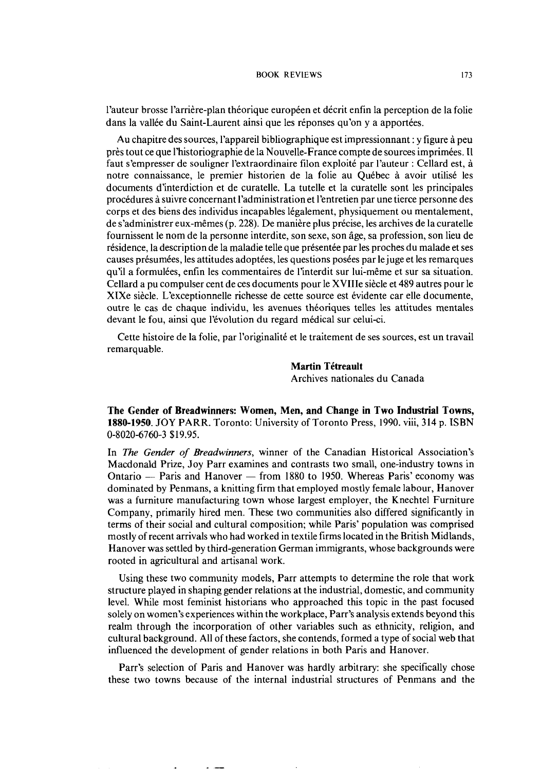l'auteur brosse l'arrière-plan théorique européen et décrit enfin la perception de la folie dans la vallée du Saint-Laurent ainsi que les réponses qu'on y a apportées.

Au chapitre des sources, l'appareil bibliographique est impressionnant : y figure à peu près tout ce que l'historiographie de la Nouvelle-France compte de sources imprimées. Il faut s'empresser de souligner l'extraordinaire filon exploité par l'auteur : Cellard est, à notre connaissance, le premier historien de la folie au Québec à avoir utilisé les documents d'interdiction et de curatelle. La tutelle et la curatelle sont les principales procédures à suivre concernant l'administration et l'entretien par une tierce personne des corps et des biens des individus incapables légalement, physiquement ou mentalement, de s'administrer eux-mêmes (p. 228). De manière plus précise, les archives de la curatelle fournissent le nom de la personne interdite, son sexe, son âge, sa profession, son lieu de résidence, la description de la maladie telle que présentée par les proches du malade et ses causes présumées, les attitudes adoptées, les questions posées par le juge et les remarques qu'il a formulées, enfin les commentaires de l'interdit sur lui-même et sur sa situation. Cellard a pu compulser cent de ces documents pour le XVIIIe siècle et 489 autres pour le XIXe siècle. L'exceptionnelle richesse de cette source est évidente car elle documente, outre le cas de chaque individu, les avenues théoriques telles les attitudes mentales devant le fou, ainsi que l'évolution du regard médical sur celui-ci.

Cette histoire de la folie, par l'originalité et le traitement de ses sources, est un travail remarquable.

**Martin Tétreault**
Archives nationales du Canada

**The Gender of Breadwinners: Women, Men, and Change in Two Industrial Towns, 1880-1950.** JOY PARR. Toronto: University of Toronto Press, 1990. viii, 314 p. ISBN 0-8020-6760-3 $19.95.

In *The Gender of Breadwinners*, winner of the Canadian Historical Association's Macdonald Prize, Joy Parr examines and contrasts two small, one-industry towns in Ontario — Paris and Hanover — from 1880 to 1950. Whereas Paris' economy was dominated by Penmans, a knitting firm that employed mostly female labour, Hanover was a furniture manufacturing town whose largest employer, the Knechtel Furniture Company, primarily hired men. These two communities also differed significantly in terms of their social and cultural composition; while Paris' population was comprised mostly of recent arrivals who had worked in textile firms located in the British Midlands, Hanover was settled by third-generation German immigrants, whose backgrounds were rooted in agricultural and artisanal work.

Using these two community models, Parr attempts to determine the role that work structure played in shaping gender relations at the industrial, domestic, and community level. While most feminist historians who approached this topic in the past focused solely on women's experiences within the workplace, Parr's analysis extends beyond this realm through the incorporation of other variables such as ethnicity, religion, and cultural background. All of these factors, she contends, formed a type of social web that influenced the development of gender relations in both Paris and Hanover.

Parr's selection of Paris and Hanover was hardly arbitrary: she specifically chose these two towns because of the internal industrial structures of Penmans and the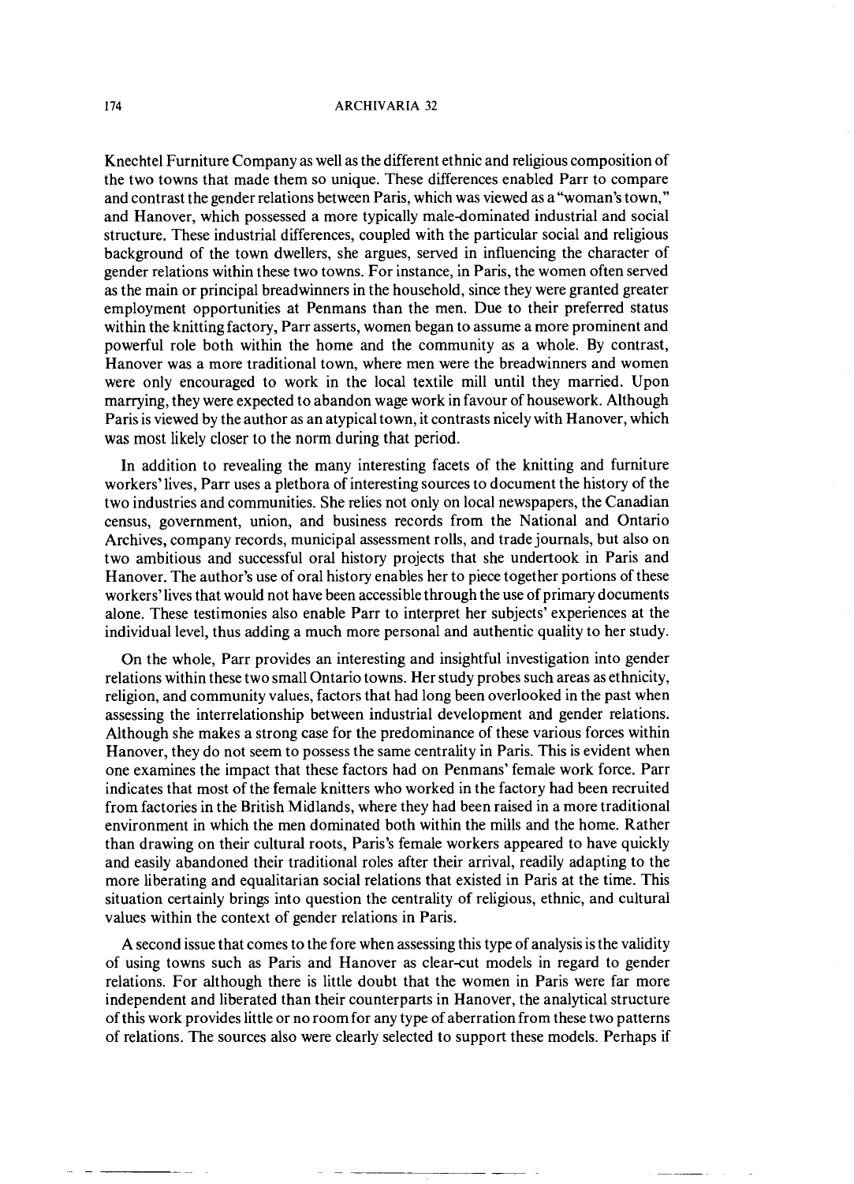Knechtel Furniture Company as well as the different ethnic and religious composition of the two towns that made them so unique. These differences enabled Parr to compare and contrast the gender relations between Paris, which was viewed as a "woman's town," and Hanover, which possessed a more typically male-dominated industrial and social structure. These industrial differences, coupled with the particular social and religious background of the town dwellers, she argues, served in influencing the character of gender relations within these two towns. For instance, in Paris, the women often served as the main or principal breadwinners in the household, since they were granted greater employment opportunities at Penmans than the men. Due to their preferred status within the knitting factory, Parr asserts, women began to assume a more prominent and powerful role both within the home and the community as a whole. By contrast, Hanover was a more traditional town, where men were the breadwinners and women were only encouraged to work in the local textile mill until they married. Upon marrying, they were expected to abandon wage work in favour of housework. Although Paris is viewed by the author as an atypical town, it contrasts nicely with Hanover, which was most likely closer to the norm during that period.

In addition to revealing the many interesting facets of the knitting and furniture workers' lives, Parr uses a plethora of interesting sources to document the history of the two industries and communities. She relies not only on local newspapers, the Canadian census, government, union, and business records from the National and Ontario Archives, company records, municipal assessment rolls, and trade journals, but also on two ambitious and successful oral history projects that she undertook in Paris and Hanover. The author's use of oral history enables her to piece together portions of these workers' lives that would not have been accessible through the use of primary documents alone. These testimonies also enable Parr to interpret her subjects' experiences at the individual level, thus adding a much more personal and authentic quality to her study.

On the whole, Parr provides an interesting and insightful investigation into gender relations within these two small Ontario towns. Her study probes such areas as ethnicity, religion, and community values, factors that had long been overlooked in the past when assessing the interrelationship between industrial development and gender relations. Although she makes a strong case for the predominance of these various forces within Hanover, they do not seem to possess the same centrality in Paris. This is evident when one examines the impact that these factors had on Penmans' female work force. Parr indicates that most of the female knitters who worked in the factory had been recruited from factories in the British Midlands, where they had been raised in a more traditional environment in which the men dominated both within the mills and the home. Rather than drawing on their cultural roots, Paris's female workers appeared to have quickly and easily abandoned their traditional roles after their arrival, readily adapting to the more liberating and equalitarian social relations that existed in Paris at the time. This situation certainly brings into question the centrality of religious, ethnic, and cultural values within the context of gender relations in Paris.

A second issue that comes to the fore when assessing this type of analysis is the validity of using towns such as Paris and Hanover as clear-cut models in regard to gender relations. For although there is little doubt that the women in Paris were far more independent and liberated than their counterparts in Hanover, the analytical structure of this work provides little or no room for any type of aberration from these two patterns of relations. The sources also were clearly selected to support these models. Perhaps if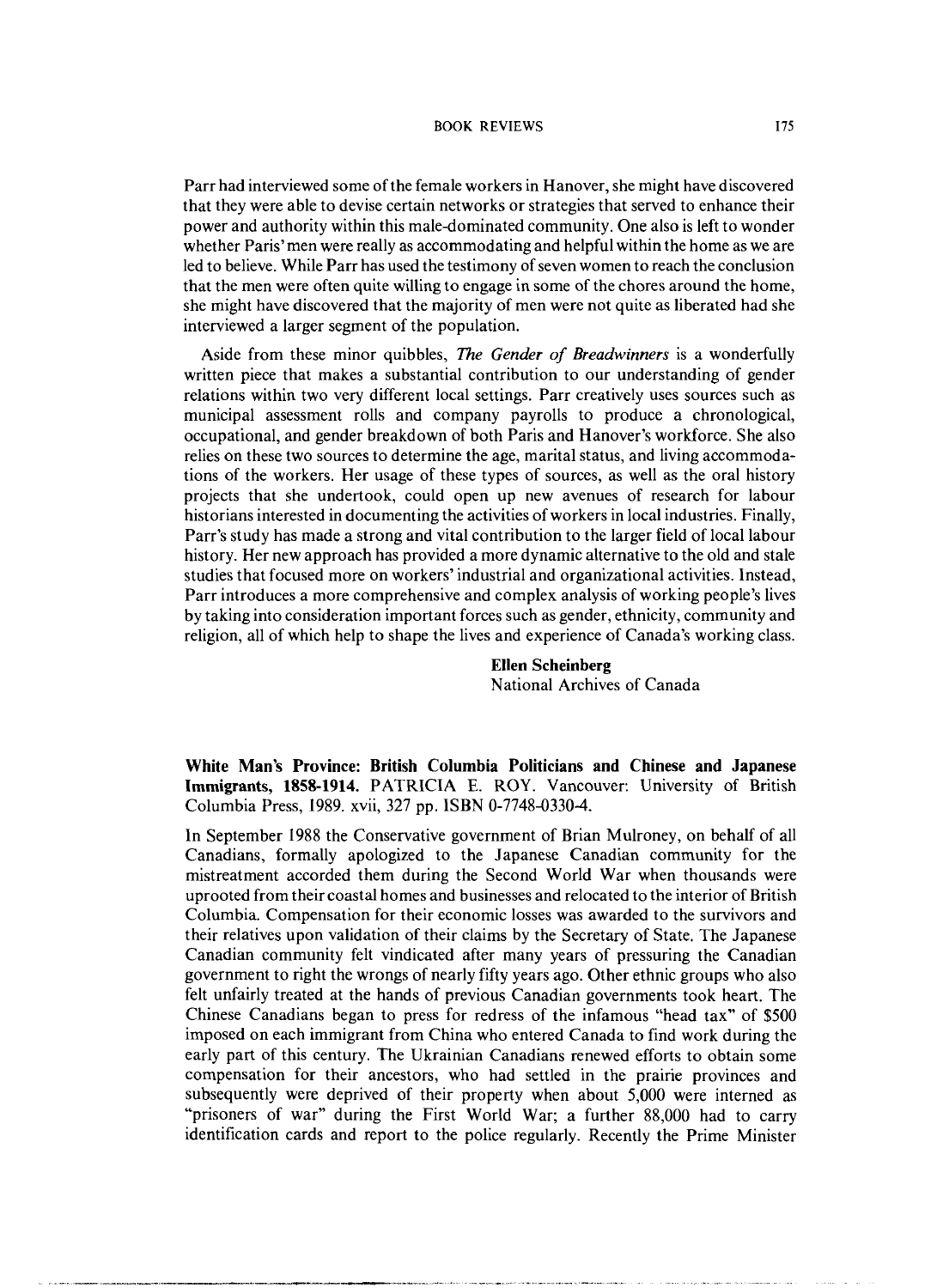Parr had interviewed some of the female workers in Hanover, she might have discovered that they were able to devise certain networks or strategies that served to enhance their power and authority within this male-dominated community. One also is left to wonder whether Paris' men were really as accommodating and helpful within the home as we are led to believe. While Parr has used the testimony of seven women to reach the conclusion that the men were often quite willing to engage in some of the chores around the home, she might have discovered that the majority of men were not quite as liberated had she interviewed a larger segment of the population.

Aside from these minor quibbles, *The Gender of Breadwinners* is a wonderfully written piece that makes a substantial contribution to our understanding of gender relations within two very different local settings. Parr creatively uses sources such as municipal assessment rolls and company payrolls to produce a chronological, occupational, and gender breakdown of both Paris and Hanover's workforce. She also relies on these two sources to determine the age, marital status, and living accommodations of the workers. Her usage of these types of sources, as well as the oral history projects that she undertook, could open up new avenues of research for labour historians interested in documenting the activities of workers in local industries. Finally, Parr's study has made a strong and vital contribution to the larger field of local labour history. Her new approach has provided a more dynamic alternative to the old and stale studies that focused more on workers' industrial and organizational activities. Instead, Parr introduces a more comprehensive and complex analysis of working people's lives by taking into consideration important forces such as gender, ethnicity, community and religion, all of which help to shape the lives and experience of Canada's working class.

**Ellen Scheinberg**
National Archives of Canada

**White Man's Province: British Columbia Politicians and Chinese and Japanese Immigrants, 1858-1914.** PATRICIA E. ROY. Vancouver: University of British Columbia Press, 1989. xvii, 327 pp. ISBN 0-7748-0330-4.

In September 1988 the Conservative government of Brian Mulroney, on behalf of all Canadians, formally apologized to the Japanese Canadian community for the mistreatment accorded them during the Second World War when thousands were uprooted from their coastal homes and businesses and relocated to the interior of British Columbia. Compensation for their economic losses was awarded to the survivors and their relatives upon validation of their claims by the Secretary of State. The Japanese Canadian community felt vindicated after many years of pressuring the Canadian government to right the wrongs of nearly fifty years ago. Other ethnic groups who also felt unfairly treated at the hands of previous Canadian governments took heart. The Chinese Canadians began to press for redress of the infamous "head tax" of $500 imposed on each immigrant from China who entered Canada to find work during the early part of this century. The Ukrainian Canadians renewed efforts to obtain some compensation for their ancestors, who had settled in the prairie provinces and subsequently were deprived of their property when about 5,000 were interned as "prisoners of war" during the First World War; a further 88,000 had to carry identification cards and report to the police regularly. Recently the Prime Minister